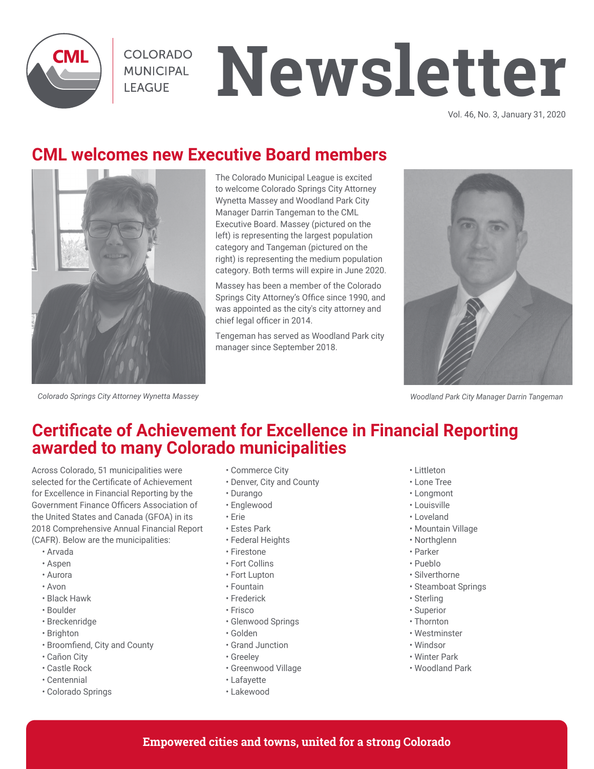# Newsletter

COLORADO MUNICIPAL LEAGUE

Vol. 46, No. 3, January 31, 2020

## CML welcomes new Executive Board members

The Colorado Municipal League is excited to welcome Colorado Springs City Attorney Wynetta Massey and Woodland Park City Manager Darrin Tangeman to the CML Executive Board. Massey (pictured on the left) is representing the largest population category and Tangeman (pictured on the right) is representing the medium population category. Both terms will expire in June 2020.

Massey has been a member of the Colorado Springs City Attorney's Office since 1990, and was appointed as the city's city attorney and chief legal officer in 2014.

Tengeman has served as Woodland Park city manager since September 2018.

*Colorado Springs City Attorney Wynetta Massey*

*Woodland Park City Manager Darrin Tangeman*

## Certificate of Achievement for Excellence in Financial Reporting awarded to many Colorado municipalities

Across Colorado, 51 municipalities were selected for the Certificate of Achievement for Excellence in Financial Reporting by the Government Finance Officers Association of the United States and Canada (GFOA) in its 2018 Comprehensive Annual Financial Report (CAFR). Below are the municipalities:

- Arvada
- Aspen
- Aurora
- Avon
- Black Hawk
- Boulder
- Breckenridge
- Brighton
- Broomfiend, City and County
- Cañon City
- Castle Rock
- Centennial
- Colorado Springs
- Commerce City
- Denver, City and County
- Durango
- Englewood
- Erie
- Estes Park
- Federal Heights
- Firestone
- Fort Collins
- Fort Lupton
- Fountain
- Frederick
- Frisco
- Glenwood Springs
- Golden
- Grand Junction
- Greeley
- Greenwood Village
- Lafayette
- Lakewood
- Littleton
- Lone Tree
- Longmont
- Louisville
- Loveland
- Mountain Village
- Northglenn
- Parker
- Pueblo
- Silverthorne
- Steamboat Springs
- Sterling
- Superior
- Thornton
- Westminster
- Windsor
- Winter Park
- Woodland Park

**Empowered cities and towns, united for a strong Colorado**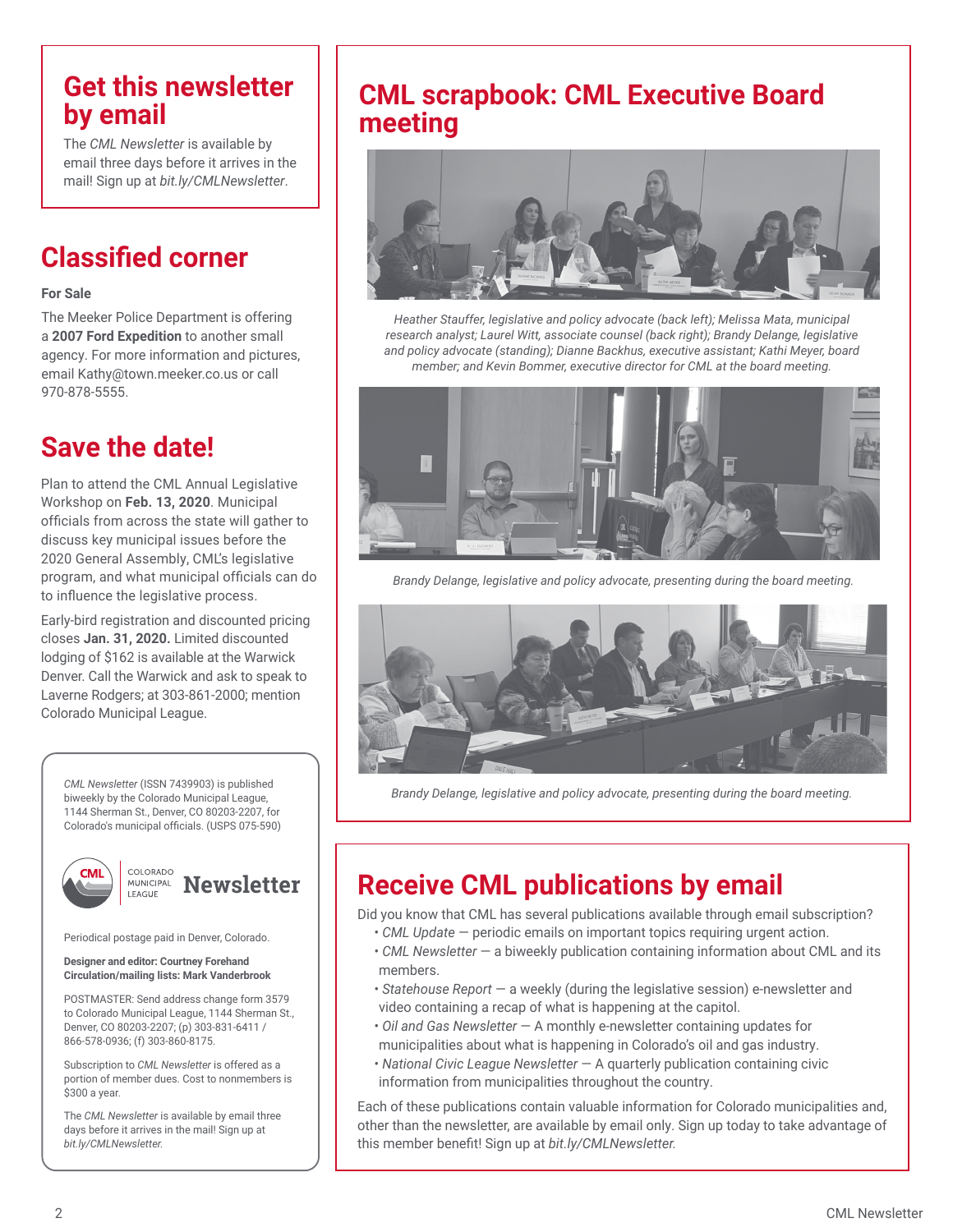## Get this newsletter by email

The *CML Newsletter* is available by email three days before it arrives in the mail! Sign up at *bit.ly/CMLNewsletter*.

## Classified corner

**For Sale**

The Meeker Police Department is offering a **2007 Ford Expedition** to another small agency. For more information and pictures, email Kathy@town.meeker.co.us or call 970-878-5555.

## Save the date!

Plan to attend the CML Annual Legislative Workshop on **Feb. 13, 2020**. Municipal officials from across the state will gather to discuss key municipal issues before the 2020 General Assembly, CML's legislative program, and what municipal officials can do to influence the legislative process.

Early-bird registration and discounted pricing closes **Jan. 31, 2020.** Limited discounted lodging of $162 is available at the Warwick Denver. Call the Warwick and ask to speak to Laverne Rodgers; at 303-861-2000; mention Colorado Municipal League.

*CML Newsletter* (ISSN 7439903) is published biweekly by the Colorado Municipal League, 1144 Sherman St., Denver, CO 80203-2207, for Colorado's municipal officials. (USPS 075-590)

CML Colorado Municipal League **Newsletter**

Periodical postage paid in Denver, Colorado.

**Designer and editor: Courtney Forehand**
**Circulation/mailing lists: Mark Vanderbrook**

POSTMASTER: Send address change form 3579 to Colorado Municipal League, 1144 Sherman St., Denver, CO 80203-2207; (p) 303-831-6411 / 866-578-0936; (f) 303-860-8175.

Subscription to *CML Newsletter* is offered as a portion of member dues. Cost to nonmembers is $300 a year.

The *CML Newsletter* is available by email three days before it arrives in the mail! Sign up at *bit.ly/CMLNewsletter.*

## CML scrapbook: CML Executive Board meeting

*Heather Stauffer, legislative and policy advocate (back left); Melissa Mata, municipal research analyst; Laurel Witt, associate counsel (back right); Brandy Delange, legislative and policy advocate (standing); Dianne Backhus, executive assistant; Kathi Meyer, board member; and Kevin Bommer, executive director for CML at the board meeting.*

*Brandy Delange, legislative and policy advocate, presenting during the board meeting.*

*Brandy Delange, legislative and policy advocate, presenting during the board meeting.*

## Receive CML publications by email

Did you know that CML has several publications available through email subscription?

- *CML Update* — periodic emails on important topics requiring urgent action.
- *CML Newsletter* — a biweekly publication containing information about CML and its members.
- *Statehouse Report* — a weekly (during the legislative session) e-newsletter and video containing a recap of what is happening at the capitol.
- *Oil and Gas Newsletter* — A monthly e-newsletter containing updates for municipalities about what is happening in Colorado's oil and gas industry.
- *National Civic League Newsletter* — A quarterly publication containing civic information from municipalities throughout the country.

Each of these publications contain valuable information for Colorado municipalities and, other than the newsletter, are available by email only. Sign up today to take advantage of this member benefit! Sign up at *bit.ly/CMLNewsletter.*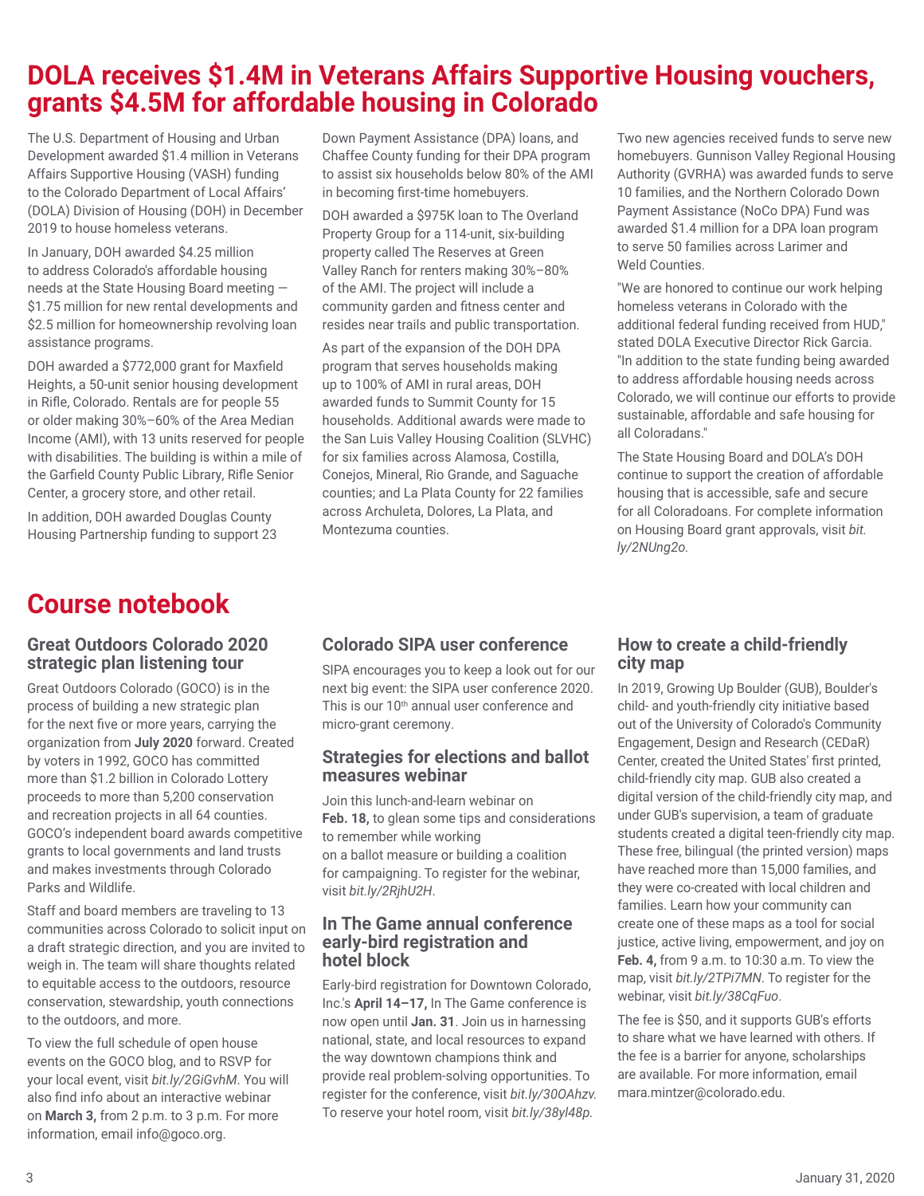# DOLA receives $1.4M in Veterans Affairs Supportive Housing vouchers, grants $4.5M for affordable housing in Colorado

The U.S. Department of Housing and Urban Development awarded $1.4 million in Veterans Affairs Supportive Housing (VASH) funding to the Colorado Department of Local Affairs' (DOLA) Division of Housing (DOH) in December 2019 to house homeless veterans.

In January, DOH awarded $4.25 million to address Colorado's affordable housing needs at the State Housing Board meeting — $1.75 million for new rental developments and $2.5 million for homeownership revolving loan assistance programs.

DOH awarded a $772,000 grant for Maxfield Heights, a 50-unit senior housing development in Rifle, Colorado. Rentals are for people 55 or older making 30%–60% of the Area Median Income (AMI), with 13 units reserved for people with disabilities. The building is within a mile of the Garfield County Public Library, Rifle Senior Center, a grocery store, and other retail.

In addition, DOH awarded Douglas County Housing Partnership funding to support 23 Down Payment Assistance (DPA) loans, and Chaffee County funding for their DPA program to assist six households below 80% of the AMI in becoming first-time homebuyers.

DOH awarded a $975K loan to The Overland Property Group for a 114-unit, six-building property called The Reserves at Green Valley Ranch for renters making 30%–80% of the AMI. The project will include a community garden and fitness center and resides near trails and public transportation.

As part of the expansion of the DOH DPA program that serves households making up to 100% of AMI in rural areas, DOH awarded funds to Summit County for 15 households. Additional awards were made to the San Luis Valley Housing Coalition (SLVHC) for six families across Alamosa, Costilla, Conejos, Mineral, Rio Grande, and Saguache counties; and La Plata County for 22 families across Archuleta, Dolores, La Plata, and Montezuma counties.

Two new agencies received funds to serve new homebuyers. Gunnison Valley Regional Housing Authority (GVRHA) was awarded funds to serve 10 families, and the Northern Colorado Down Payment Assistance (NoCo DPA) Fund was awarded $1.4 million for a DPA loan program to serve 50 families across Larimer and Weld Counties.

"We are honored to continue our work helping homeless veterans in Colorado with the additional federal funding received from HUD," stated DOLA Executive Director Rick Garcia. "In addition to the state funding being awarded to address affordable housing needs across Colorado, we will continue our efforts to provide sustainable, affordable and safe housing for all Coloradans."

The State Housing Board and DOLA's DOH continue to support the creation of affordable housing that is accessible, safe and secure for all Coloradoans. For complete information on Housing Board grant approvals, visit *bit.ly/2NUng2o*.

# Course notebook

## Great Outdoors Colorado 2020 strategic plan listening tour

Great Outdoors Colorado (GOCO) is in the process of building a new strategic plan for the next five or more years, carrying the organization from **July 2020** forward. Created by voters in 1992, GOCO has committed more than $1.2 billion in Colorado Lottery proceeds to more than 5,200 conservation and recreation projects in all 64 counties. GOCO's independent board awards competitive grants to local governments and land trusts and makes investments through Colorado Parks and Wildlife.

Staff and board members are traveling to 13 communities across Colorado to solicit input on a draft strategic direction, and you are invited to weigh in. The team will share thoughts related to equitable access to the outdoors, resource conservation, stewardship, youth connections to the outdoors, and more.

To view the full schedule of open house events on the GOCO blog, and to RSVP for your local event, visit *bit.ly/2GiGvhM*. You will also find info about an interactive webinar on **March 3,** from 2 p.m. to 3 p.m. For more information, email info@goco.org.

## Colorado SIPA user conference

SIPA encourages you to keep a look out for our next big event: the SIPA user conference 2020. This is our 10th annual user conference and micro-grant ceremony.

## Strategies for elections and ballot measures webinar

Join this lunch-and-learn webinar on **Feb. 18,** to glean some tips and considerations to remember while working on a ballot measure or building a coalition for campaigning. To register for the webinar, visit *bit.ly/2RjhU2H*.

## In The Game annual conference early-bird registration and hotel block

Early-bird registration for Downtown Colorado, Inc.'s **April 14–17,** In The Game conference is now open until **Jan. 31**. Join us in harnessing national, state, and local resources to expand the way downtown champions think and provide real problem-solving opportunities. To register for the conference, visit *bit.ly/30OAhzv.* To reserve your hotel room, visit *bit.ly/38yl48p.*

## How to create a child-friendly city map

In 2019, Growing Up Boulder (GUB), Boulder's child- and youth-friendly city initiative based out of the University of Colorado's Community Engagement, Design and Research (CEDaR) Center, created the United States' first printed, child-friendly city map. GUB also created a digital version of the child-friendly city map, and under GUB's supervision, a team of graduate students created a digital teen-friendly city map. These free, bilingual (the printed version) maps have reached more than 15,000 families, and they were co-created with local children and families. Learn how your community can create one of these maps as a tool for social justice, active living, empowerment, and joy on **Feb. 4,** from 9 a.m. to 10:30 a.m. To view the map, visit *bit.ly/2TPi7MN*. To register for the webinar, visit *bit.ly/38CqFuo*.

The fee is $50, and it supports GUB's efforts to share what we have learned with others. If the fee is a barrier for anyone, scholarships are available. For more information, email mara.mintzer@colorado.edu.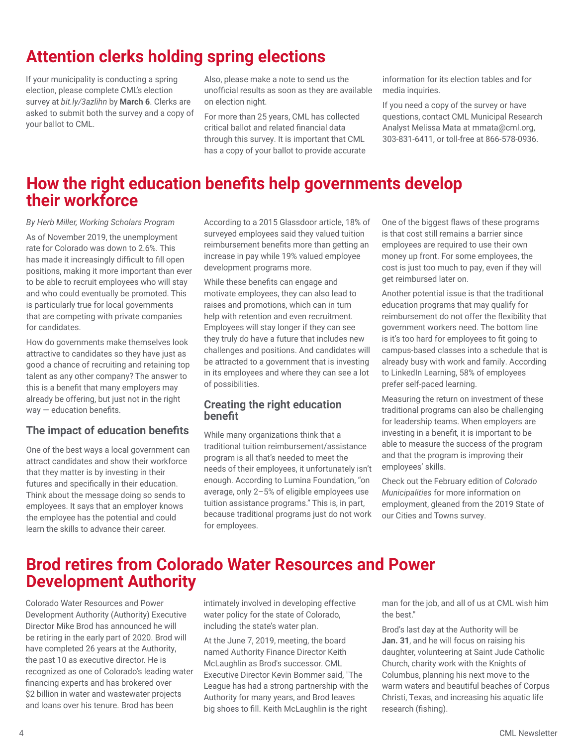## Attention clerks holding spring elections

If your municipality is conducting a spring election, please complete CML's election survey at *bit.ly/3azlihn* by **March 6**. Clerks are asked to submit both the survey and a copy of your ballot to CML.

Also, please make a note to send us the unofficial results as soon as they are available on election night.

For more than 25 years, CML has collected critical ballot and related financial data through this survey. It is important that CML has a copy of your ballot to provide accurate information for its election tables and for media inquiries.

If you need a copy of the survey or have questions, contact CML Municipal Research Analyst Melissa Mata at mmata@cml.org, 303-831-6411, or toll-free at 866-578-0936.

## How the right education benefits help governments develop their workforce

*By Herb Miller, Working Scholars Program*

As of November 2019, the unemployment rate for Colorado was down to 2.6%. This has made it increasingly difficult to fill open positions, making it more important than ever to be able to recruit employees who will stay and who could eventually be promoted. This is particularly true for local governments that are competing with private companies for candidates.

How do governments make themselves look attractive to candidates so they have just as good a chance of recruiting and retaining top talent as any other company? The answer to this is a benefit that many employers may already be offering, but just not in the right way — education benefits.

### The impact of education benefits

One of the best ways a local government can attract candidates and show their workforce that they matter is by investing in their futures and specifically in their education. Think about the message doing so sends to employees. It says that an employer knows the employee has the potential and could learn the skills to advance their career.

According to a 2015 Glassdoor article, 18% of surveyed employees said they valued tuition reimbursement benefits more than getting an increase in pay while 19% valued employee development programs more.

While these benefits can engage and motivate employees, they can also lead to raises and promotions, which can in turn help with retention and even recruitment. Employees will stay longer if they can see they truly do have a future that includes new challenges and positions. And candidates will be attracted to a government that is investing in its employees and where they can see a lot of possibilities.

### Creating the right education benefit

While many organizations think that a traditional tuition reimbursement/assistance program is all that's needed to meet the needs of their employees, it unfortunately isn't enough. According to Lumina Foundation, "on average, only 2–5% of eligible employees use tuition assistance programs." This is, in part, because traditional programs just do not work for employees.

One of the biggest flaws of these programs is that cost still remains a barrier since employees are required to use their own money up front. For some employees, the cost is just too much to pay, even if they will get reimbursed later on.

Another potential issue is that the traditional education programs that may qualify for reimbursement do not offer the flexibility that government workers need. The bottom line is it's too hard for employees to fit going to campus-based classes into a schedule that is already busy with work and family. According to LinkedIn Learning, 58% of employees prefer self-paced learning.

Measuring the return on investment of these traditional programs can also be challenging for leadership teams. When employers are investing in a benefit, it is important to be able to measure the success of the program and that the program is improving their employees' skills.

Check out the February edition of *Colorado Municipalities* for more information on employment, gleaned from the 2019 State of our Cities and Towns survey.

## Brod retires from Colorado Water Resources and Power Development Authority

Colorado Water Resources and Power Development Authority (Authority) Executive Director Mike Brod has announced he will be retiring in the early part of 2020. Brod will have completed 26 years at the Authority, the past 10 as executive director. He is recognized as one of Colorado's leading water financing experts and has brokered over $2 billion in water and wastewater projects and loans over his tenure. Brod has been intimately involved in developing effective water policy for the state of Colorado, including the state's water plan.

At the June 7, 2019, meeting, the board named Authority Finance Director Keith McLaughlin as Brod's successor. CML Executive Director Kevin Bommer said, "The League has had a strong partnership with the Authority for many years, and Brod leaves big shoes to fill. Keith McLaughlin is the right man for the job, and all of us at CML wish him the best."

Brod's last day at the Authority will be **Jan. 31**, and he will focus on raising his daughter, volunteering at Saint Jude Catholic Church, charity work with the Knights of Columbus, planning his next move to the warm waters and beautiful beaches of Corpus Christi, Texas, and increasing his aquatic life research (fishing).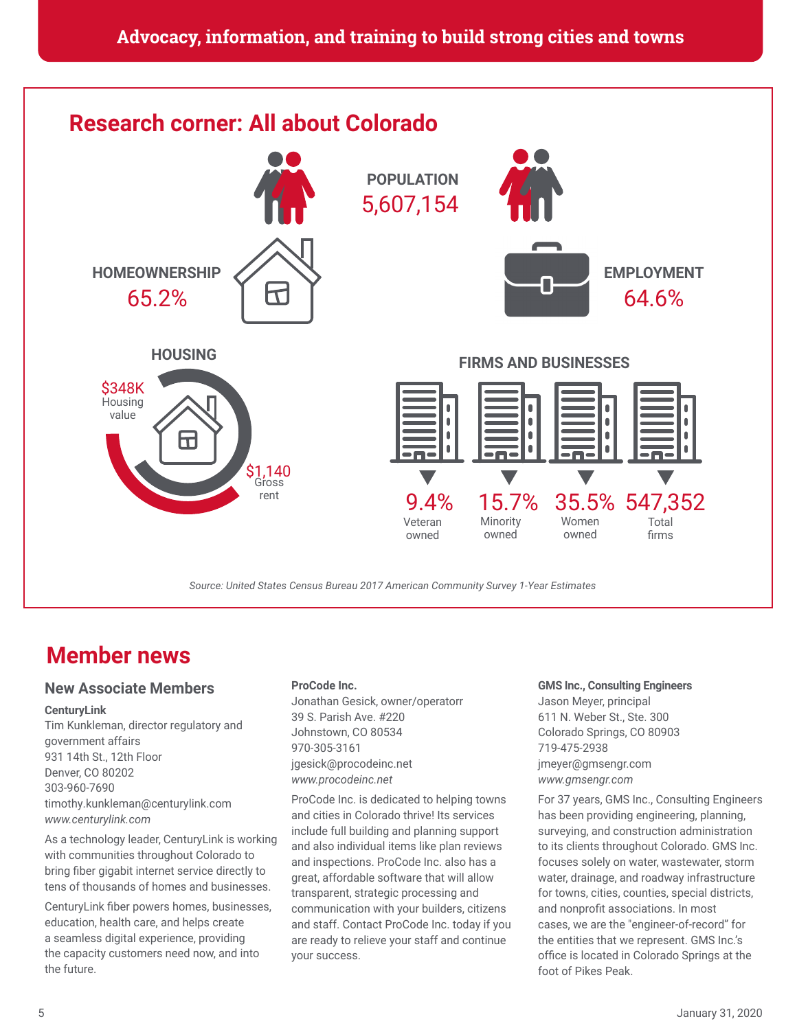**Advocacy, information, and training to build strong cities and towns**

## Research corner: All about Colorado

**POPULATION**
5,607,154

**HOMEOWNERSHIP**
65.2%

**EMPLOYMENT**
64.6%

**HOUSING**

$348K Housing value

$1,140 Gross rent

**FIRMS AND BUSINESSES**

9.4% Veteran owned

15.7% Minority owned

35.5% Women owned

547,352 Total firms

*Source: United States Census Bureau 2017 American Community Survey 1-Year Estimates*

# Member news

## New Associate Members

**CenturyLink**
Tim Kunkleman, director regulatory and government affairs
931 14th St., 12th Floor
Denver, CO 80202
303-960-7690
timothy.kunkleman@centurylink.com
*www.centurylink.com*

As a technology leader, CenturyLink is working with communities throughout Colorado to bring fiber gigabit internet service directly to tens of thousands of homes and businesses.

CenturyLink fiber powers homes, businesses, education, health care, and helps create a seamless digital experience, providing the capacity customers need now, and into the future.

**ProCode Inc.**
Jonathan Gesick, owner/operatorr
39 S. Parish Ave. #220
Johnstown, CO 80534
970-305-3161
jgesick@procodeinc.net
*www.procodeinc.net*

ProCode Inc. is dedicated to helping towns and cities in Colorado thrive! Its services include full building and planning support and also individual items like plan reviews and inspections. ProCode Inc. also has a great, affordable software that will allow transparent, strategic processing and communication with your builders, citizens and staff. Contact ProCode Inc. today if you are ready to relieve your staff and continue your success.

**GMS Inc., Consulting Engineers**
Jason Meyer, principal
611 N. Weber St., Ste. 300
Colorado Springs, CO 80903
719-475-2938
jmeyer@gmsengr.com
*www.gmsengr.com*

For 37 years, GMS Inc., Consulting Engineers has been providing engineering, planning, surveying, and construction administration to its clients throughout Colorado. GMS Inc. focuses solely on water, wastewater, storm water, drainage, and roadway infrastructure for towns, cities, counties, special districts, and nonprofit associations. In most cases, we are the "engineer-of-record" for the entities that we represent. GMS Inc.'s office is located in Colorado Springs at the foot of Pikes Peak.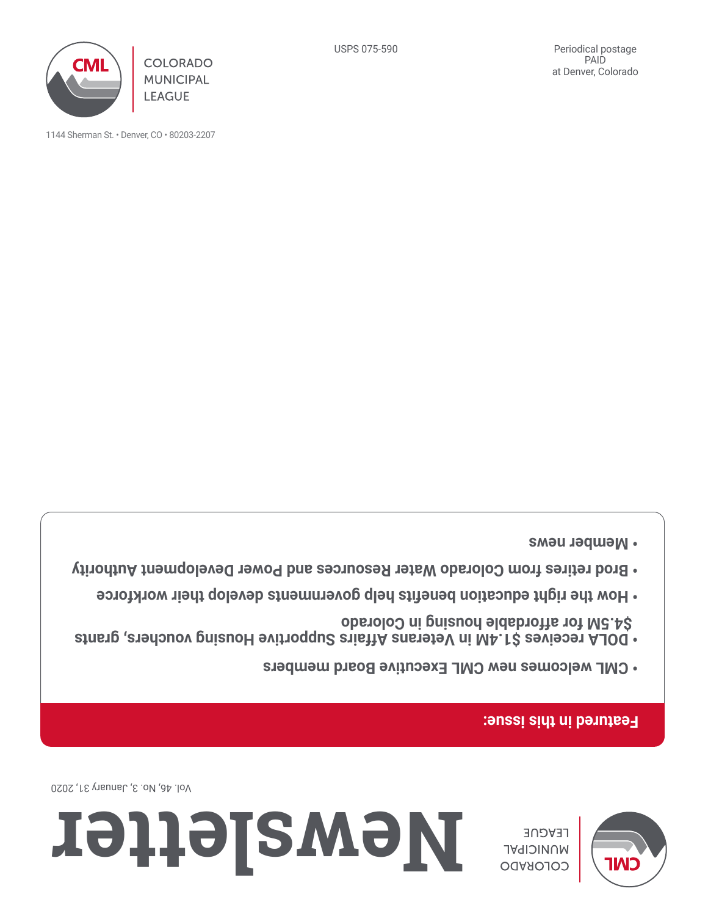COLORADO MUNICIPAL LEAGUE

1144 Sherman St. • Denver, CO • 80203-2207

USPS 075-590

Periodical postage
PAID
at Denver, Colorado

# Newsletter

Vol. 46, No. 3, January 31, 2020

COLORADO MUNICIPAL LEAGUE

## Featured in this issue:

- CML welcomes new CML Executive Board members
- DOLA receives $1.4M in Veterans Affairs Supportive Housing vouchers, grants $4.5M for affordable housing in Colorado
- How the right education benefits help governments develop their workforce
- Brod retires from Colorado Water Resources and Power Development Authority
- Member news